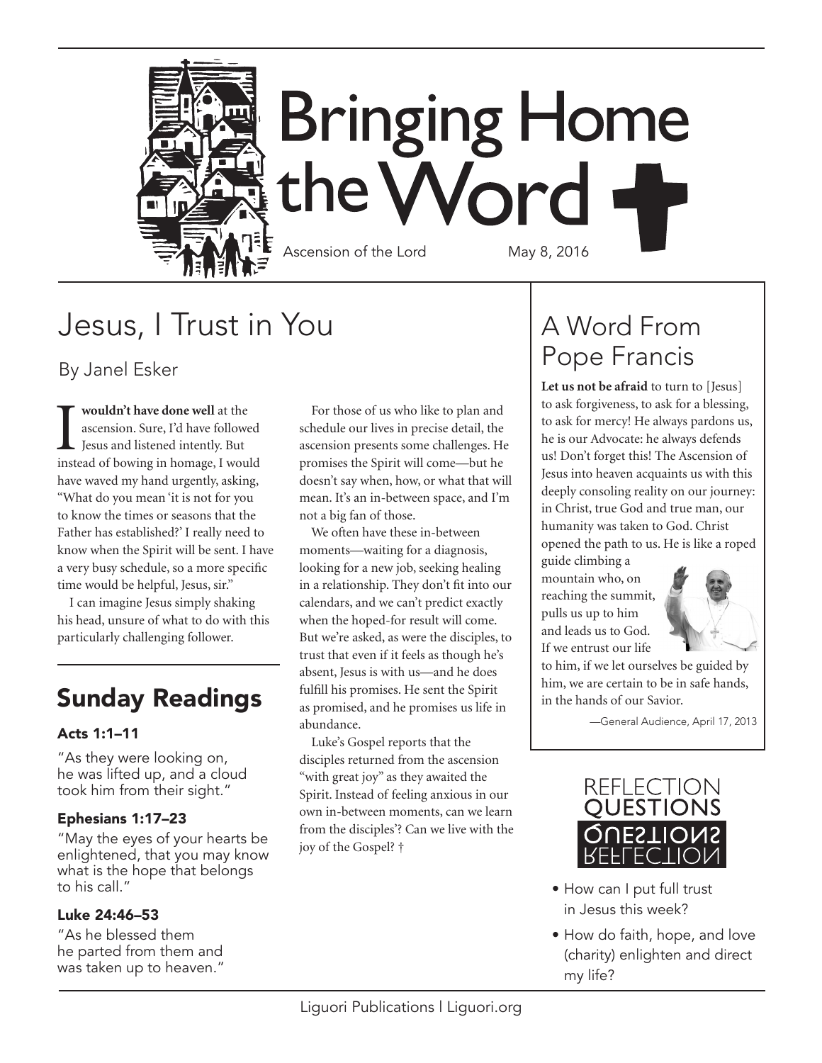# Bringing Home the Word

Ascension of the Lord May 8, 2016

## Jesus, I Trust in You

By Janel Esker

**I wouldn't have done well** at the ascension. Sure, I'd have followed Jesus and listened intently. But instead of bowing in homage, I would have waved my hand urgently, asking, "What do you mean 'it is not for you to know the times or seasons that the Father has established?' I really need to know when the Spirit will be sent. I have a very busy schedule, so a more specific time would be helpful, Jesus, sir."

I can imagine Jesus simply shaking his head, unsure of what to do with this particularly challenging follower.

For those of us who like to plan and schedule our lives in precise detail, the ascension presents some challenges. He promises the Spirit will come—but he doesn't say when, how, or what that will mean. It's an in-between space, and I'm not a big fan of those.

We often have these in-between moments—waiting for a diagnosis, looking for a new job, seeking healing in a relationship. They don't fit into our calendars, and we can't predict exactly when the hoped-for result will come. But we're asked, as were the disciples, to trust that even if it feels as though he's absent, Jesus is with us—and he does fulfill his promises. He sent the Spirit as promised, and he promises us life in abundance.

Luke's Gospel reports that the disciples returned from the ascension "with great joy" as they awaited the Spirit. Instead of feeling anxious in our own in-between moments, can we learn from the disciples'? Can we live with the joy of the Gospel? †

## Sunday Readings

### Acts 1:1–11

"As they were looking on, he was lifted up, and a cloud took him from their sight."

### Ephesians 1:17–23

"May the eyes of your hearts be enlightened, that you may know what is the hope that belongs to his call."

### Luke 24:46–53

"As he blessed them he parted from them and was taken up to heaven."

## A Word From Pope Francis

**Let us not be afraid** to turn to [Jesus] to ask forgiveness, to ask for a blessing, to ask for mercy! He always pardons us, he is our Advocate: he always defends us! Don't forget this! The Ascension of Jesus into heaven acquaints us with this deeply consoling reality on our journey: in Christ, true God and true man, our humanity was taken to God. Christ opened the path to us. He is like a roped guide climbing a mountain who, on reaching the summit, pulls us up to him and leads us to God. If we entrust our life to him, if we let ourselves be guided by him, we are certain to be in safe hands, in the hands of our Savior.

—General Audience, April 17, 2013

## Reflection Questions

- How can I put full trust in Jesus this week?
- How do faith, hope, and love (charity) enlighten and direct my life?

Liguori Publications | Liguori.org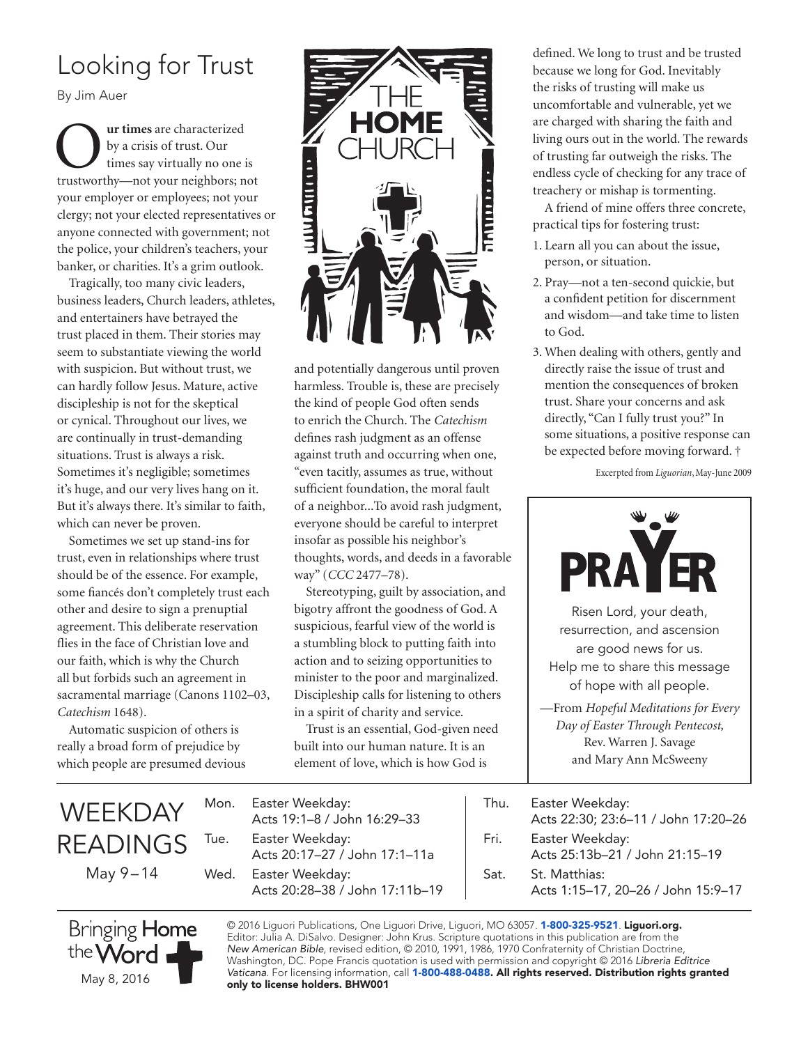# Looking for Trust

By Jim Auer

**Our times** are characterized by a crisis of trust. Our times say virtually no one is trustworthy—not your neighbors; not your employer or employees; not your clergy; not your elected representatives or anyone connected with government; not the police, your children's teachers, your banker, or charities. It's a grim outlook.

Tragically, too many civic leaders, business leaders, Church leaders, athletes, and entertainers have betrayed the trust placed in them. Their stories may seem to substantiate viewing the world with suspicion. But without trust, we can hardly follow Jesus. Mature, active discipleship is not for the skeptical or cynical. Throughout our lives, we are continually in trust-demanding situations. Trust is always a risk. Sometimes it's negligible; sometimes it's huge, and our very lives hang on it. But it's always there. It's similar to faith, which can never be proven.

Sometimes we set up stand-ins for trust, even in relationships where trust should be of the essence. For example, some fiancés don't completely trust each other and desire to sign a prenuptial agreement. This deliberate reservation flies in the face of Christian love and our faith, which is why the Church all but forbids such an agreement in sacramental marriage (Canons 1102–03, *Catechism* 1648).

Automatic suspicion of others is really a broad form of prejudice by which people are presumed devious and potentially dangerous until proven harmless. Trouble is, these are precisely the kind of people God often sends to enrich the Church. The *Catechism* defines rash judgment as an offense against truth and occurring when one, "even tacitly, assumes as true, without sufficient foundation, the moral fault of a neighbor...To avoid rash judgment, everyone should be careful to interpret insofar as possible his neighbor's thoughts, words, and deeds in a favorable way" (*CCC* 2477–78).

Stereotyping, guilt by association, and bigotry affront the goodness of God. A suspicious, fearful view of the world is a stumbling block to putting faith into action and to seizing opportunities to minister to the poor and marginalized. Discipleship calls for listening to others in a spirit of charity and service.

Trust is an essential, God-given need built into our human nature. It is an element of love, which is how God is defined. We long to trust and be trusted because we long for God. Inevitably the risks of trusting will make us uncomfortable and vulnerable, yet we are charged with sharing the faith and living ours out in the world. The rewards of trusting far outweigh the risks. The endless cycle of checking for any trace of treachery or mishap is tormenting.

A friend of mine offers three concrete, practical tips for fostering trust:

1. Learn all you can about the issue, person, or situation.
2. Pray—not a ten-second quickie, but a confident petition for discernment and wisdom—and take time to listen to God.
3. When dealing with others, gently and directly raise the issue of trust and mention the consequences of broken trust. Share your concerns and ask directly, "Can I fully trust you?" In some situations, a positive response can be expected before moving forward. †

Excerpted from *Liguorian*, May-June 2009

THE HOME CHURCH

## PRAYER

Risen Lord, your death, resurrection, and ascension are good news for us. Help me to share this message of hope with all people.

—From *Hopeful Meditations for Every Day of Easter Through Pentecost,* Rev. Warren J. Savage and Mary Ann McSweeny

## WEEKDAY READINGS

May 9–14

| | | |
|---|---|---|
| Mon. | Easter Weekday: | Acts 19:1–8 / John 16:29–33 |
| Tue. | Easter Weekday: | Acts 20:17–27 / John 17:1–11a |
| Wed. | Easter Weekday: | Acts 20:28–38 / John 17:11b–19 |
| Thu. | Easter Weekday: | Acts 22:30; 23:6–11 / John 17:20–26 |
| Fri. | Easter Weekday: | Acts 25:13b–21 / John 21:15–19 |
| Sat. | St. Matthias: | Acts 1:15–17, 20–26 / John 15:9–17 |

Bringing Home the Word

May 8, 2016

© 2016 Liguori Publications, One Liguori Drive, Liguori, MO 63057. 1-800-325-9521. Liguori.org. Editor: Julia A. DiSalvo. Designer: John Krus. Scripture quotations in this publication are from the *New American Bible*, revised edition, © 2010, 1991, 1986, 1970 Confraternity of Christian Doctrine, Washington, DC. Pope Francis quotation is used with permission and copyright © 2016 *Libreria Editrice Vaticana*. For licensing information, call 1-800-488-0488. **All rights reserved. Distribution rights granted only to license holders. BHW001**